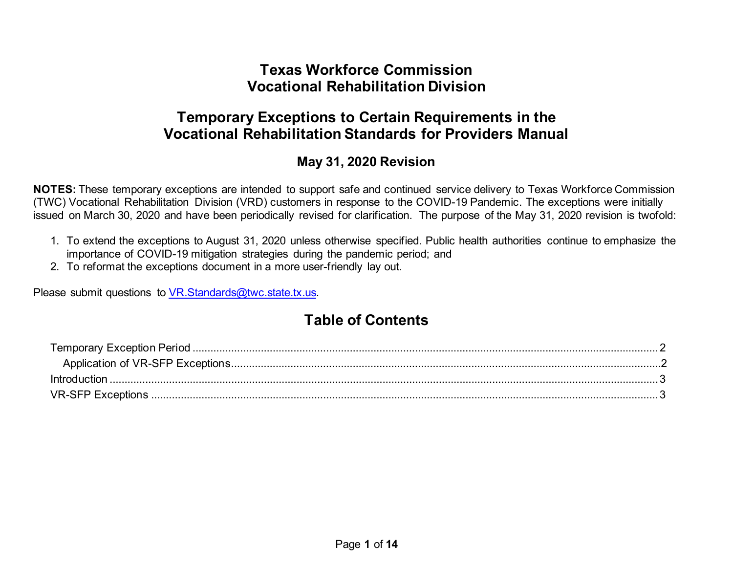# Texas Workforce Commission
# Vocational Rehabilitation Division

## Temporary Exceptions to Certain Requirements in the Vocational Rehabilitation Standards for Providers Manual

### May 31, 2020 Revision

**NOTES:** These temporary exceptions are intended to support safe and continued service delivery to Texas Workforce Commission (TWC) Vocational Rehabilitation Division (VRD) customers in response to the COVID-19 Pandemic. The exceptions were initially issued on March 30, 2020 and have been periodically revised for clarification. The purpose of the May 31, 2020 revision is twofold:

1. To extend the exceptions to August 31, 2020 unless otherwise specified. Public health authorities continue to emphasize the importance of COVID-19 mitigation strategies during the pandemic period; and
2. To reformat the exceptions document in a more user-friendly lay out.

Please submit questions to VR.Standards@twc.state.tx.us.

## Table of Contents

- Temporary Exception Period .......... 2
  - Application of VR-SFP Exceptions .......... 2
- Introduction .......... 3
- VR-SFP Exceptions .......... 3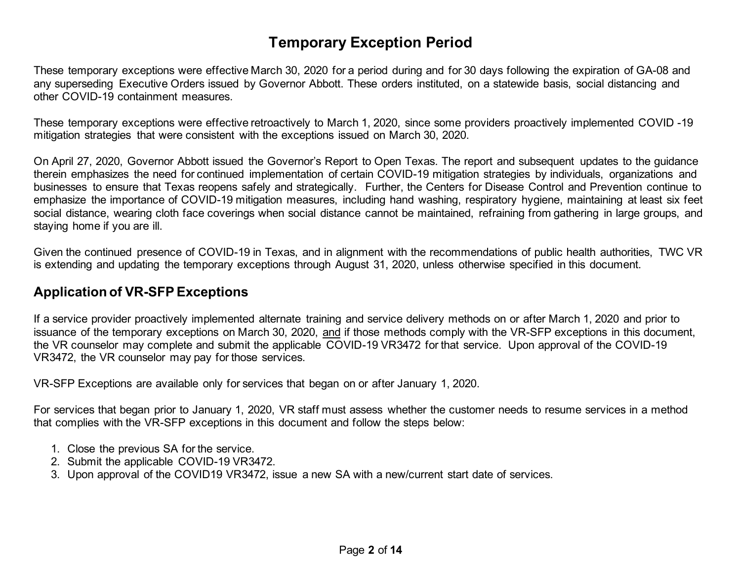# Temporary Exception Period

These temporary exceptions were effective March 30, 2020 for a period during and for 30 days following the expiration of GA-08 and any superseding Executive Orders issued by Governor Abbott. These orders instituted, on a statewide basis, social distancing and other COVID-19 containment measures.

These temporary exceptions were effective retroactively to March 1, 2020, since some providers proactively implemented COVID -19 mitigation strategies that were consistent with the exceptions issued on March 30, 2020.

On April 27, 2020, Governor Abbott issued the Governor's Report to Open Texas. The report and subsequent updates to the guidance therein emphasizes the need for continued implementation of certain COVID-19 mitigation strategies by individuals, organizations and businesses to ensure that Texas reopens safely and strategically. Further, the Centers for Disease Control and Prevention continue to emphasize the importance of COVID-19 mitigation measures, including hand washing, respiratory hygiene, maintaining at least six feet social distance, wearing cloth face coverings when social distance cannot be maintained, refraining from gathering in large groups, and staying home if you are ill.

Given the continued presence of COVID-19 in Texas, and in alignment with the recommendations of public health authorities, TWC VR is extending and updating the temporary exceptions through August 31, 2020, unless otherwise specified in this document.

## Application of VR-SFP Exceptions

If a service provider proactively implemented alternate training and service delivery methods on or after March 1, 2020 and prior to issuance of the temporary exceptions on March 30, 2020, and if those methods comply with the VR-SFP exceptions in this document, the VR counselor may complete and submit the applicable COVID-19 VR3472 for that service. Upon approval of the COVID-19 VR3472, the VR counselor may pay for those services.

VR-SFP Exceptions are available only for services that began on or after January 1, 2020.

For services that began prior to January 1, 2020, VR staff must assess whether the customer needs to resume services in a method that complies with the VR-SFP exceptions in this document and follow the steps below:

1. Close the previous SA for the service.
2. Submit the applicable COVID-19 VR3472.
3. Upon approval of the COVID19 VR3472, issue a new SA with a new/current start date of services.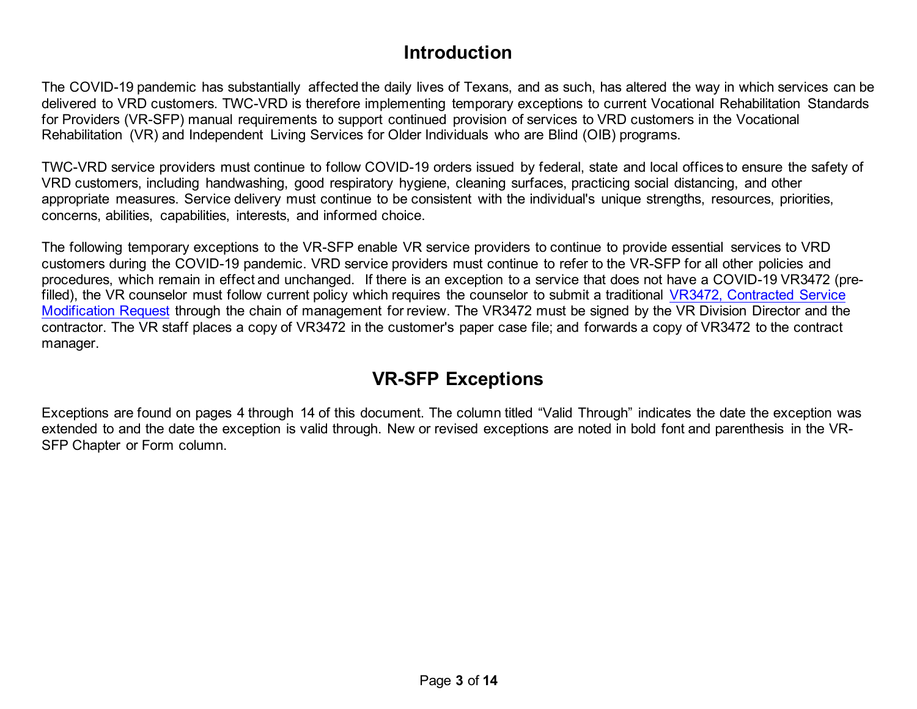# Introduction

The COVID-19 pandemic has substantially affected the daily lives of Texans, and as such, has altered the way in which services can be delivered to VRD customers. TWC-VRD is therefore implementing temporary exceptions to current Vocational Rehabilitation Standards for Providers (VR-SFP) manual requirements to support continued provision of services to VRD customers in the Vocational Rehabilitation (VR) and Independent Living Services for Older Individuals who are Blind (OIB) programs.

TWC-VRD service providers must continue to follow COVID-19 orders issued by federal, state and local offices to ensure the safety of VRD customers, including handwashing, good respiratory hygiene, cleaning surfaces, practicing social distancing, and other appropriate measures. Service delivery must continue to be consistent with the individual's unique strengths, resources, priorities, concerns, abilities, capabilities, interests, and informed choice.

The following temporary exceptions to the VR-SFP enable VR service providers to continue to provide essential services to VRD customers during the COVID-19 pandemic. VRD service providers must continue to refer to the VR-SFP for all other policies and procedures, which remain in effect and unchanged. If there is an exception to a service that does not have a COVID-19 VR3472 (pre-filled), the VR counselor must follow current policy which requires the counselor to submit a traditional VR3472, Contracted Service Modification Request through the chain of management for review. The VR3472 must be signed by the VR Division Director and the contractor. The VR staff places a copy of VR3472 in the customer's paper case file; and forwards a copy of VR3472 to the contract manager.

# VR-SFP Exceptions

Exceptions are found on pages 4 through 14 of this document. The column titled "Valid Through" indicates the date the exception was extended to and the date the exception is valid through. New or revised exceptions are noted in bold font and parenthesis in the VR-SFP Chapter or Form column.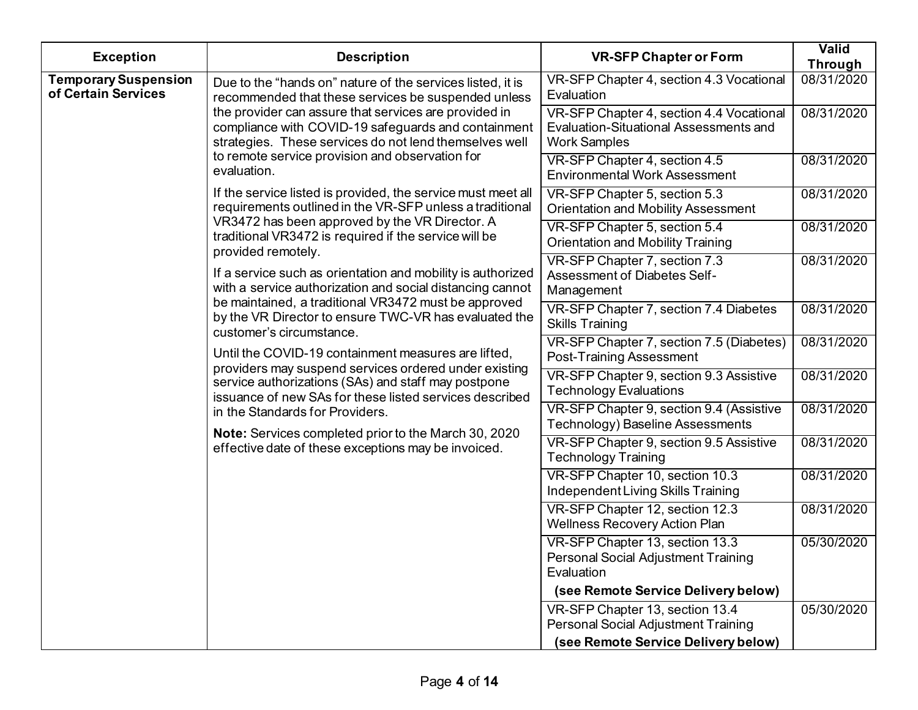| Exception | Description | VR-SFP Chapter or Form | Valid Through |
|---|---|---|---|
| **Temporary Suspension of Certain Services** | Due to the "hands on" nature of the services listed, it is recommended that these services be suspended unless the provider can assure that services are provided in compliance with COVID-19 safeguards and containment strategies. These services do not lend themselves well to remote service provision and observation for evaluation.<br><br>If the service listed is provided, the service must meet all requirements outlined in the VR-SFP unless a traditional VR3472 has been approved by the VR Director. A traditional VR3472 is required if the service will be provided remotely.<br><br>If a service such as orientation and mobility is authorized with a service authorization and social distancing cannot be maintained, a traditional VR3472 must be approved by the VR Director to ensure TWC-VR has evaluated the customer's circumstance.<br><br>Until the COVID-19 containment measures are lifted, providers may suspend services ordered under existing service authorizations (SAs) and staff may postpone issuance of new SAs for these listed services described in the Standards for Providers.<br><br>**Note:** Services completed prior to the March 30, 2020 effective date of these exceptions may be invoiced. | VR-SFP Chapter 4, section 4.3 Vocational Evaluation | 08/31/2020 |
| | | VR-SFP Chapter 4, section 4.4 Vocational Evaluation-Situational Assessments and Work Samples | 08/31/2020 |
| | | VR-SFP Chapter 4, section 4.5 Environmental Work Assessment | 08/31/2020 |
| | | VR-SFP Chapter 5, section 5.3 Orientation and Mobility Assessment | 08/31/2020 |
| | | VR-SFP Chapter 5, section 5.4 Orientation and Mobility Training | 08/31/2020 |
| | | VR-SFP Chapter 7, section 7.3 Assessment of Diabetes Self-Management | 08/31/2020 |
| | | VR-SFP Chapter 7, section 7.4 Diabetes Skills Training | 08/31/2020 |
| | | VR-SFP Chapter 7, section 7.5 (Diabetes) Post-Training Assessment | 08/31/2020 |
| | | VR-SFP Chapter 9, section 9.3 Assistive Technology Evaluations | 08/31/2020 |
| | | VR-SFP Chapter 9, section 9.4 (Assistive Technology) Baseline Assessments | 08/31/2020 |
| | | VR-SFP Chapter 9, section 9.5 Assistive Technology Training | 08/31/2020 |
| | | VR-SFP Chapter 10, section 10.3 Independent Living Skills Training | 08/31/2020 |
| | | VR-SFP Chapter 12, section 12.3 Wellness Recovery Action Plan | 08/31/2020 |
| | | VR-SFP Chapter 13, section 13.3 Personal Social Adjustment Training Evaluation<br>**(see Remote Service Delivery below)** | 05/30/2020 |
| | | VR-SFP Chapter 13, section 13.4 Personal Social Adjustment Training<br>**(see Remote Service Delivery below)** | 05/30/2020 |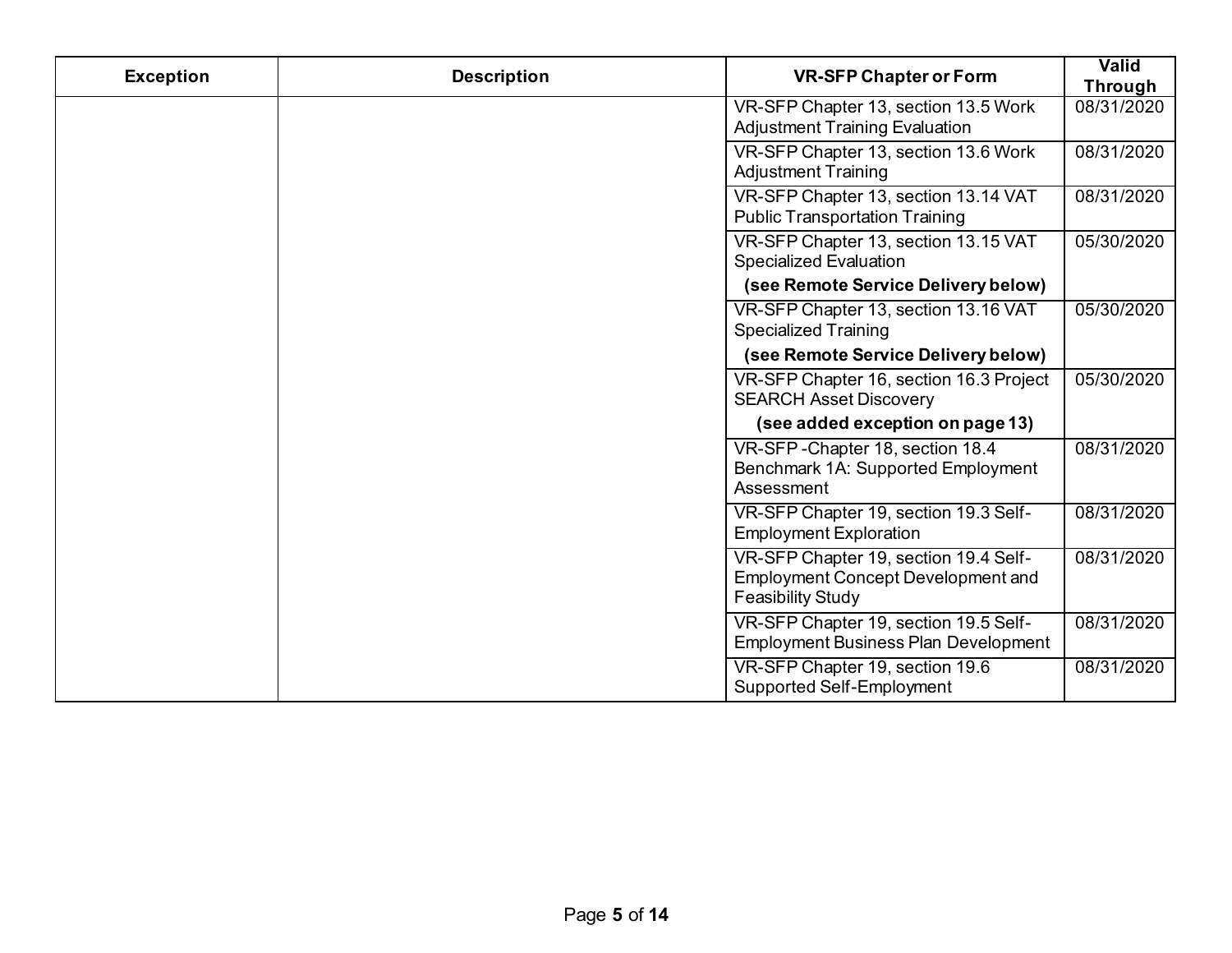| Exception | Description | VR-SFP Chapter or Form | Valid Through |
|---|---|---|---|
| | | VR-SFP Chapter 13, section 13.5 Work Adjustment Training Evaluation | 08/31/2020 |
| | | VR-SFP Chapter 13, section 13.6 Work Adjustment Training | 08/31/2020 |
| | | VR-SFP Chapter 13, section 13.14 VAT Public Transportation Training | 08/31/2020 |
| | | VR-SFP Chapter 13, section 13.15 VAT Specialized Evaluation **(see Remote Service Delivery below)** | 05/30/2020 |
| | | VR-SFP Chapter 13, section 13.16 VAT Specialized Training **(see Remote Service Delivery below)** | 05/30/2020 |
| | | VR-SFP Chapter 16, section 16.3 Project SEARCH Asset Discovery **(see added exception on page 13)** | 05/30/2020 |
| | | VR-SFP -Chapter 18, section 18.4 Benchmark 1A: Supported Employment Assessment | 08/31/2020 |
| | | VR-SFP Chapter 19, section 19.3 Self-Employment Exploration | 08/31/2020 |
| | | VR-SFP Chapter 19, section 19.4 Self-Employment Concept Development and Feasibility Study | 08/31/2020 |
| | | VR-SFP Chapter 19, section 19.5 Self-Employment Business Plan Development | 08/31/2020 |
| | | VR-SFP Chapter 19, section 19.6 Supported Self-Employment | 08/31/2020 |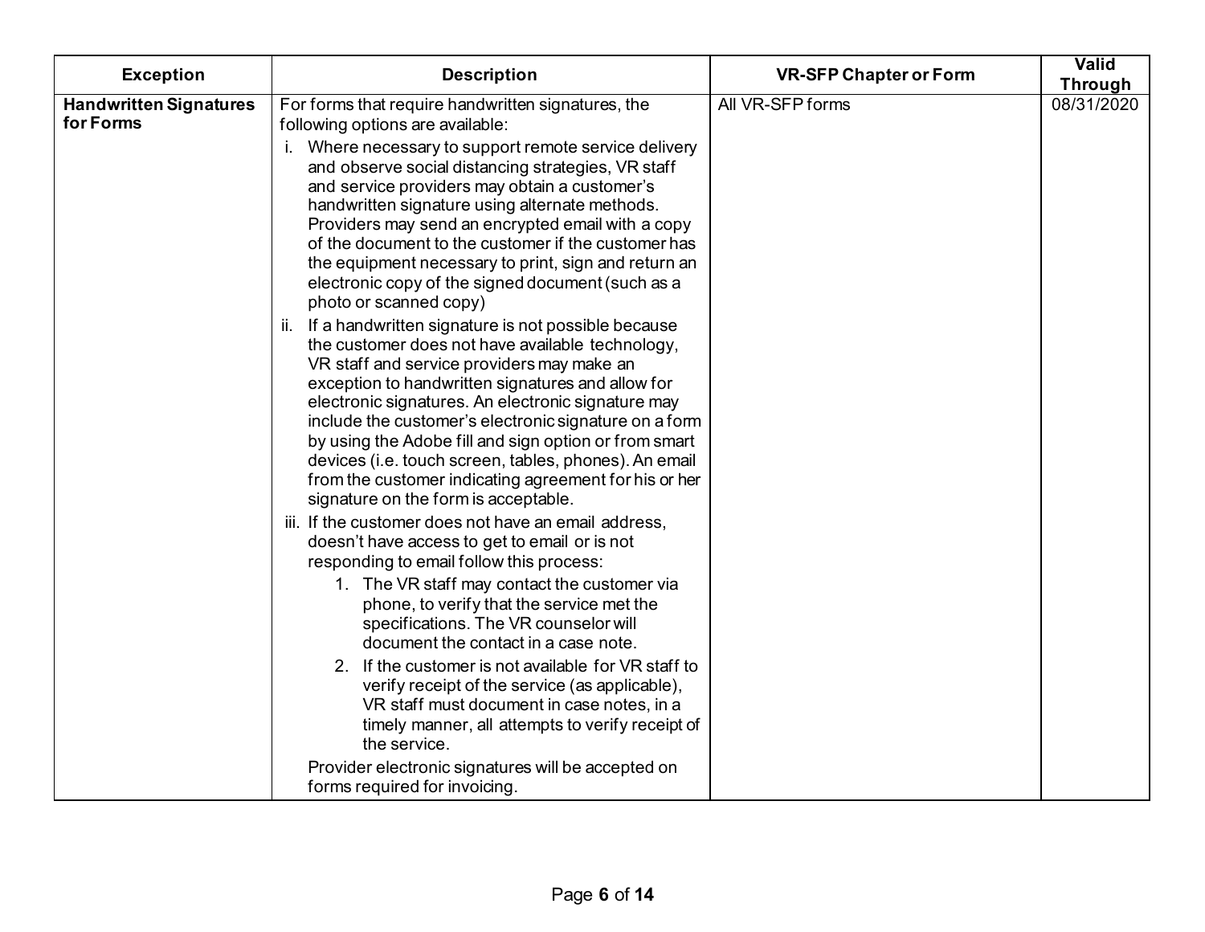| Exception | Description | VR-SFP Chapter or Form | Valid Through |
|---|---|---|---|
| **Handwritten Signatures for Forms** | For forms that require handwritten signatures, the following options are available:<br>i. Where necessary to support remote service delivery and observe social distancing strategies, VR staff and service providers may obtain a customer's handwritten signature using alternate methods. Providers may send an encrypted email with a copy of the document to the customer if the customer has the equipment necessary to print, sign and return an electronic copy of the signed document (such as a photo or scanned copy)<br>ii. If a handwritten signature is not possible because the customer does not have available technology, VR staff and service providers may make an exception to handwritten signatures and allow for electronic signatures. An electronic signature may include the customer's electronic signature on a form by using the Adobe fill and sign option or from smart devices (i.e. touch screen, tables, phones). An email from the customer indicating agreement for his or her signature on the form is acceptable.<br>iii. If the customer does not have an email address, doesn't have access to get to email or is not responding to email follow this process:<br>1. The VR staff may contact the customer via phone, to verify that the service met the specifications. The VR counselor will document the contact in a case note.<br>2. If the customer is not available for VR staff to verify receipt of the service (as applicable), VR staff must document in case notes, in a timely manner, all attempts to verify receipt of the service.<br>Provider electronic signatures will be accepted on forms required for invoicing. | All VR-SFP forms | 08/31/2020 |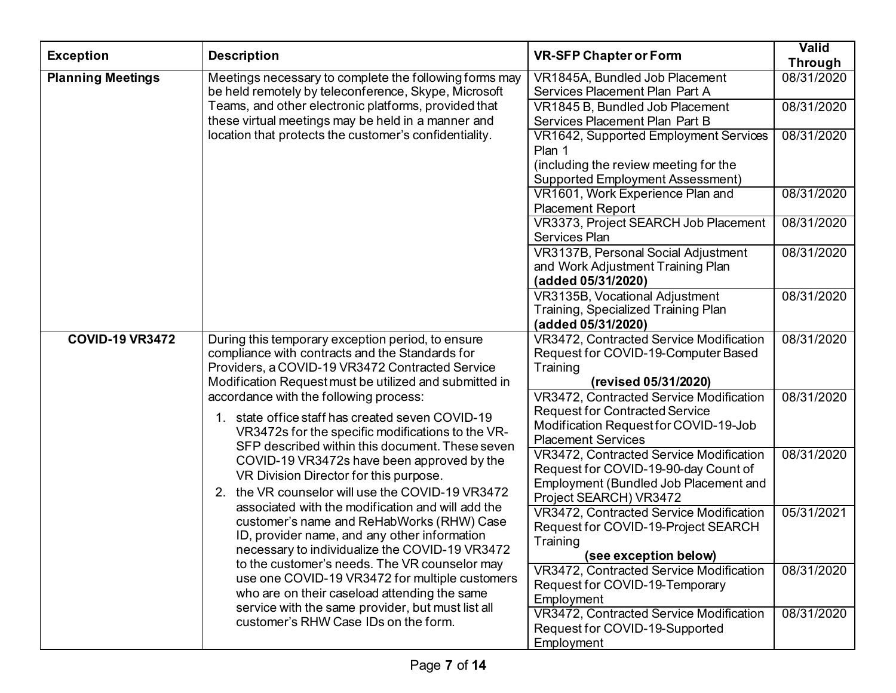| Exception | Description | VR-SFP Chapter or Form | Valid Through |
|---|---|---|---|
| **Planning Meetings** | Meetings necessary to complete the following forms may be held remotely by teleconference, Skype, Microsoft Teams, and other electronic platforms, provided that these virtual meetings may be held in a manner and location that protects the customer's confidentiality. | VR1845A, Bundled Job Placement Services Placement Plan Part A | 08/31/2020 |
| | | VR1845 B, Bundled Job Placement Services Placement Plan Part B | 08/31/2020 |
| | | VR1642, Supported Employment Services Plan 1 (including the review meeting for the Supported Employment Assessment) | 08/31/2020 |
| | | VR1601, Work Experience Plan and Placement Report | 08/31/2020 |
| | | VR3373, Project SEARCH Job Placement Services Plan | 08/31/2020 |
| | | VR3137B, Personal Social Adjustment and Work Adjustment Training Plan **(added 05/31/2020)** | 08/31/2020 |
| | | VR3135B, Vocational Adjustment Training, Specialized Training Plan **(added 05/31/2020)** | 08/31/2020 |
| **COVID-19 VR3472** | During this temporary exception period, to ensure compliance with contracts and the Standards for Providers, a COVID-19 VR3472 Contracted Service Modification Request must be utilized and submitted in accordance with the following process:<br>1. state office staff has created seven COVID-19 VR3472s for the specific modifications to the VR-SFP described within this document. These seven COVID-19 VR3472s have been approved by the VR Division Director for this purpose.<br>2. the VR counselor will use the COVID-19 VR3472 associated with the modification and will add the customer's name and ReHabWorks (RHW) Case ID, provider name, and any other information necessary to individualize the COVID-19 VR3472 to the customer's needs. The VR counselor may use one COVID-19 VR3472 for multiple customers who are on their caseload attending the same service with the same provider, but must list all customer's RHW Case IDs on the form. | VR3472, Contracted Service Modification Request for COVID-19-Computer Based Training **(revised 05/31/2020)** | 08/31/2020 |
| | | VR3472, Contracted Service Modification Request for Contracted Service Modification Request for COVID-19-Job Placement Services | 08/31/2020 |
| | | VR3472, Contracted Service Modification Request for COVID-19-90-day Count of Employment (Bundled Job Placement and Project SEARCH) VR3472 | 08/31/2020 |
| | | VR3472, Contracted Service Modification Request for COVID-19-Project SEARCH Training **(see exception below)** | 05/31/2021 |
| | | VR3472, Contracted Service Modification Request for COVID-19-Temporary Employment | 08/31/2020 |
| | | VR3472, Contracted Service Modification Request for COVID-19-Supported Employment | 08/31/2020 |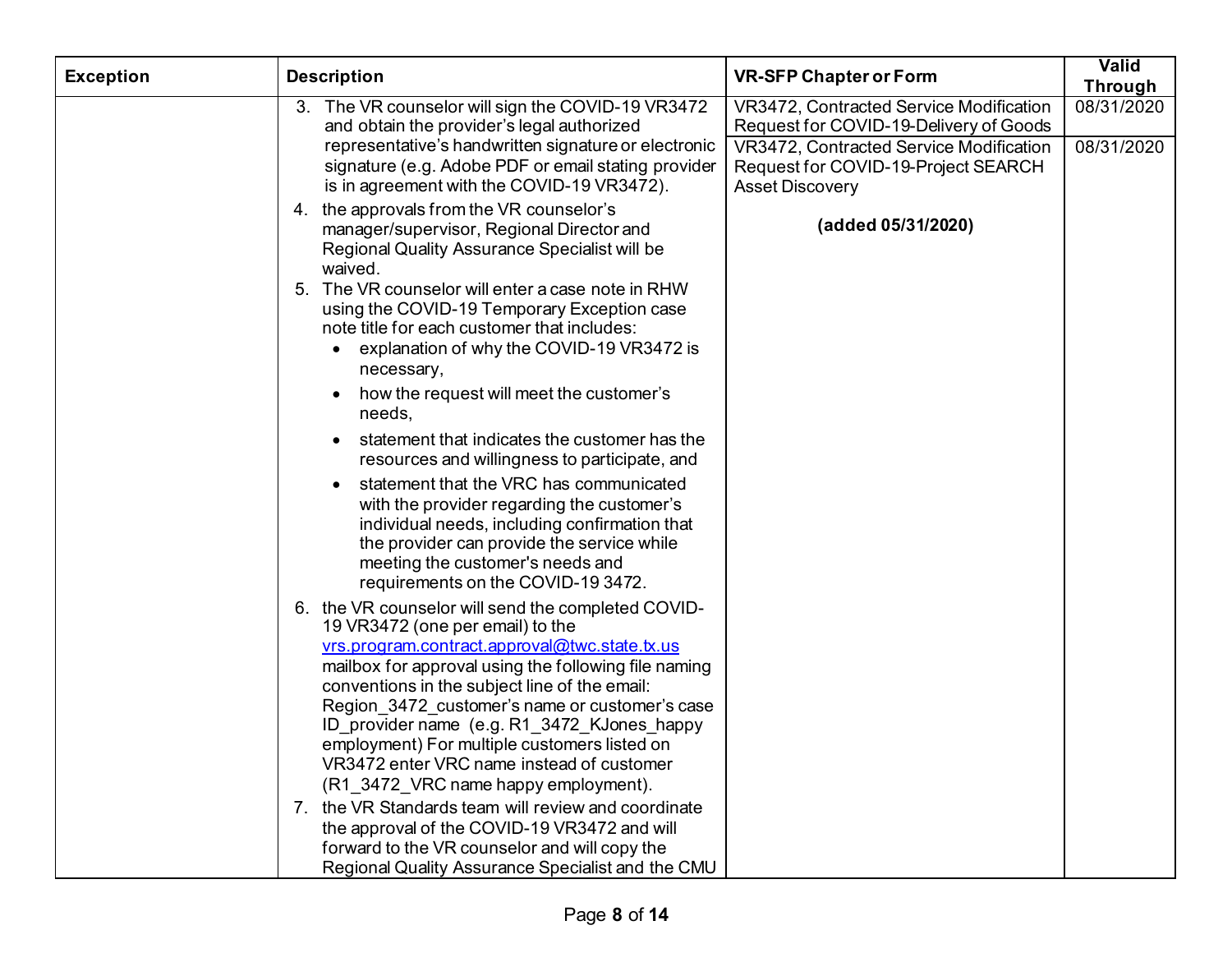| Exception | Description | VR-SFP Chapter or Form | Valid Through |
|---|---|---|---|
| | 3. The VR counselor will sign the COVID-19 VR3472 and obtain the provider's legal authorized representative's handwritten signature or electronic signature (e.g. Adobe PDF or email stating provider is in agreement with the COVID-19 VR3472).<br>4. the approvals from the VR counselor's manager/supervisor, Regional Director and Regional Quality Assurance Specialist will be waived.<br>5. The VR counselor will enter a case note in RHW using the COVID-19 Temporary Exception case note title for each customer that includes:<br>• explanation of why the COVID-19 VR3472 is necessary,<br>• how the request will meet the customer's needs,<br>• statement that indicates the customer has the resources and willingness to participate, and<br>• statement that the VRC has communicated with the provider regarding the customer's individual needs, including confirmation that the provider can provide the service while meeting the customer's needs and requirements on the COVID-19 3472.<br>6. the VR counselor will send the completed COVID-19 VR3472 (one per email) to the vrs.program.contract.approval@twc.state.tx.us mailbox for approval using the following file naming conventions in the subject line of the email: Region_3472_customer's name or customer's case ID_provider name (e.g. R1_3472_KJones_happy employment) For multiple customers listed on VR3472 enter VRC name instead of customer (R1_3472_VRC name happy employment).<br>7. the VR Standards team will review and coordinate the approval of the COVID-19 VR3472 and will forward to the VR counselor and will copy the Regional Quality Assurance Specialist and the CMU | VR3472, Contracted Service Modification Request for COVID-19-Delivery of Goods | 08/31/2020 |
| | | VR3472, Contracted Service Modification Request for COVID-19-Project SEARCH Asset Discovery<br><br>**(added 05/31/2020)** | 08/31/2020 |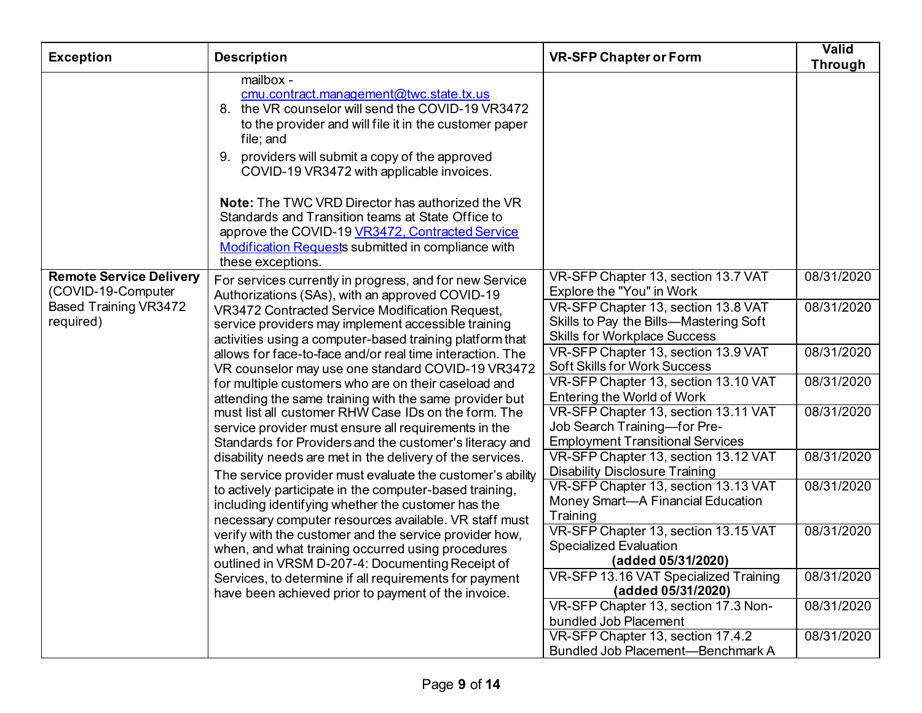| Exception | Description | VR-SFP Chapter or Form | Valid Through |
|---|---|---|---|
| | mailbox - cmu.contract.management@twc.state.tx.us<br>8. the VR counselor will send the COVID-19 VR3472 to the provider and will file it in the customer paper file; and<br>9. providers will submit a copy of the approved COVID-19 VR3472 with applicable invoices.<br><br>**Note:** The TWC VRD Director has authorized the VR Standards and Transition teams at State Office to approve the COVID-19 VR3472, Contracted Service Modification Requests submitted in compliance with these exceptions. | | |
| **Remote Service Delivery** (COVID-19-Computer Based Training VR3472 required) | For services currently in progress, and for new Service Authorizations (SAs), with an approved COVID-19 VR3472 Contracted Service Modification Request, service providers may implement accessible training activities using a computer-based training platform that allows for face-to-face and/or real time interaction. The VR counselor may use one standard COVID-19 VR3472 for multiple customers who are on their caseload and attending the same training with the same provider but must list all customer RHW Case IDs on the form. The service provider must ensure all requirements in the Standards for Providers and the customer's literacy and disability needs are met in the delivery of the services.<br>The service provider must evaluate the customer's ability to actively participate in the computer-based training, including identifying whether the customer has the necessary computer resources available. VR staff must verify with the customer and the service provider how, when, and what training occurred using procedures outlined in VRSM D-207-4: Documenting Receipt of Services, to determine if all requirements for payment have been achieved prior to payment of the invoice. | VR-SFP Chapter 13, section 13.7 VAT Explore the "You" in Work | 08/31/2020 |
| | | VR-SFP Chapter 13, section 13.8 VAT Skills to Pay the Bills—Mastering Soft Skills for Workplace Success | 08/31/2020 |
| | | VR-SFP Chapter 13, section 13.9 VAT Soft Skills for Work Success | 08/31/2020 |
| | | VR-SFP Chapter 13, section 13.10 VAT Entering the World of Work | 08/31/2020 |
| | | VR-SFP Chapter 13, section 13.11 VAT Job Search Training—for Pre-Employment Transitional Services | 08/31/2020 |
| | | VR-SFP Chapter 13, section 13.12 VAT Disability Disclosure Training | 08/31/2020 |
| | | VR-SFP Chapter 13, section 13.13 VAT Money Smart—A Financial Education Training | 08/31/2020 |
| | | VR-SFP Chapter 13, section 13.15 VAT Specialized Evaluation **(added 05/31/2020)** | 08/31/2020 |
| | | VR-SFP 13.16 VAT Specialized Training **(added 05/31/2020)** | 08/31/2020 |
| | | VR-SFP Chapter 13, section 17.3 Non-bundled Job Placement | 08/31/2020 |
| | | VR-SFP Chapter 13, section 17.4.2 Bundled Job Placement—Benchmark A | 08/31/2020 |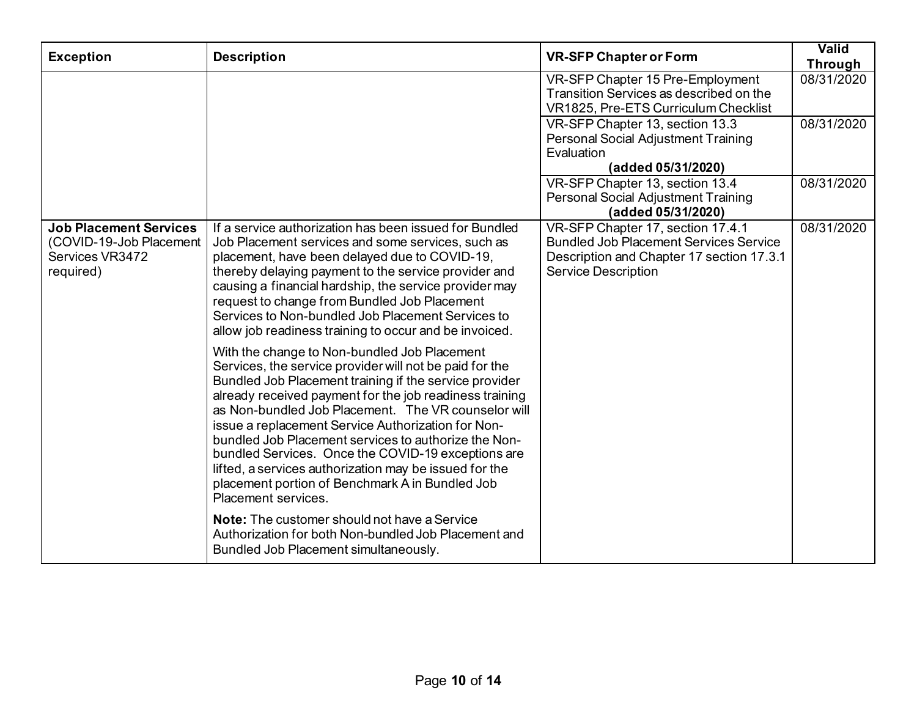| Exception | Description | VR-SFP Chapter or Form | Valid Through |
|---|---|---|---|
| | | VR-SFP Chapter 15 Pre-Employment Transition Services as described on the VR1825, Pre-ETS Curriculum Checklist | 08/31/2020 |
| | | VR-SFP Chapter 13, section 13.3 Personal Social Adjustment Training Evaluation **(added 05/31/2020)** | 08/31/2020 |
| | | VR-SFP Chapter 13, section 13.4 Personal Social Adjustment Training **(added 05/31/2020)** | 08/31/2020 |
| **Job Placement Services** (COVID-19-Job Placement Services VR3472 required) | If a service authorization has been issued for Bundled Job Placement services and some services, such as placement, have been delayed due to COVID-19, thereby delaying payment to the service provider and causing a financial hardship, the service provider may request to change from Bundled Job Placement Services to Non-bundled Job Placement Services to allow job readiness training to occur and be invoiced.<br><br>With the change to Non-bundled Job Placement Services, the service provider will not be paid for the Bundled Job Placement training if the service provider already received payment for the job readiness training as Non-bundled Job Placement. The VR counselor will issue a replacement Service Authorization for Non-bundled Job Placement services to authorize the Non-bundled Services. Once the COVID-19 exceptions are lifted, a services authorization may be issued for the placement portion of Benchmark A in Bundled Job Placement services.<br><br>**Note:** The customer should not have a Service Authorization for both Non-bundled Job Placement and Bundled Job Placement simultaneously. | VR-SFP Chapter 17, section 17.4.1 Bundled Job Placement Services Service Description and Chapter 17 section 17.3.1 Service Description | 08/31/2020 |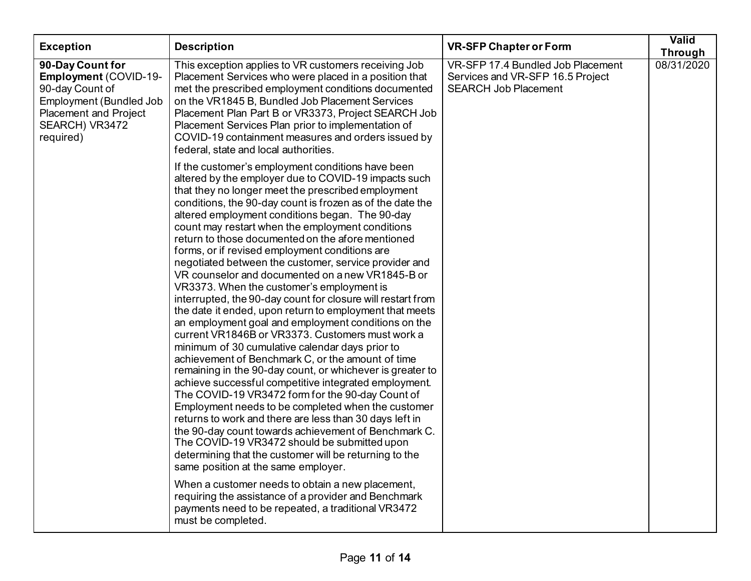| Exception | Description | VR-SFP Chapter or Form | Valid Through |
|---|---|---|---|
| **90-Day Count for Employment** (COVID-19-90-day Count of Employment (Bundled Job Placement and Project SEARCH) VR3472 required) | This exception applies to VR customers receiving Job Placement Services who were placed in a position that met the prescribed employment conditions documented on the VR1845 B, Bundled Job Placement Services Placement Plan Part B or VR3373, Project SEARCH Job Placement Services Plan prior to implementation of COVID-19 containment measures and orders issued by federal, state and local authorities.<br><br>If the customer's employment conditions have been altered by the employer due to COVID-19 impacts such that they no longer meet the prescribed employment conditions, the 90-day count is frozen as of the date the altered employment conditions began. The 90-day count may restart when the employment conditions return to those documented on the afore mentioned forms, or if revised employment conditions are negotiated between the customer, service provider and VR counselor and documented on a new VR1845-B or VR3373. When the customer's employment is interrupted, the 90-day count for closure will restart from the date it ended, upon return to employment that meets an employment goal and employment conditions on the current VR1846B or VR3373. Customers must work a minimum of 30 cumulative calendar days prior to achievement of Benchmark C, or the amount of time remaining in the 90-day count, or whichever is greater to achieve successful competitive integrated employment. The COVID-19 VR3472 form for the 90-day Count of Employment needs to be completed when the customer returns to work and there are less than 30 days left in the 90-day count towards achievement of Benchmark C. The COVID-19 VR3472 should be submitted upon determining that the customer will be returning to the same position at the same employer.<br><br>When a customer needs to obtain a new placement, requiring the assistance of a provider and Benchmark payments need to be repeated, a traditional VR3472 must be completed. | VR-SFP 17.4 Bundled Job Placement Services and VR-SFP 16.5 Project SEARCH Job Placement | 08/31/2020 |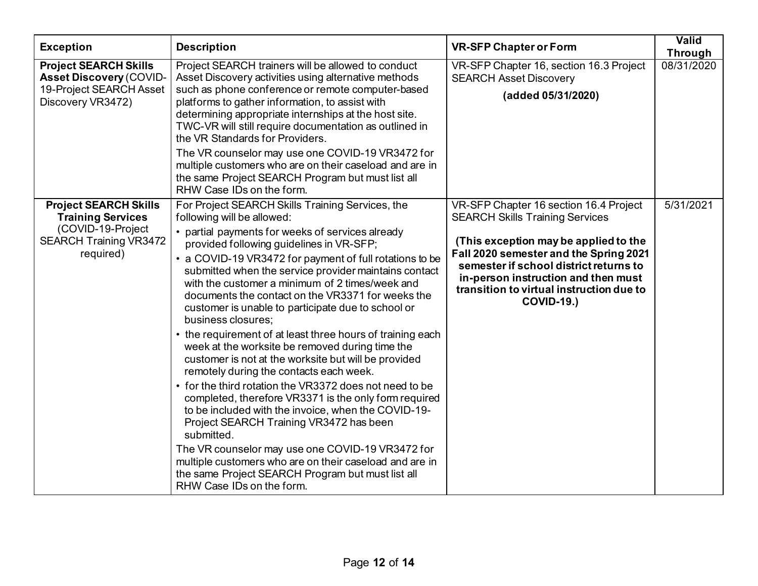| Exception | Description | VR-SFP Chapter or Form | Valid Through |
|---|---|---|---|
| **Project SEARCH Skills Asset Discovery** (COVID-19-Project SEARCH Asset Discovery VR3472) | Project SEARCH trainers will be allowed to conduct Asset Discovery activities using alternative methods such as phone conference or remote computer-based platforms to gather information, to assist with determining appropriate internships at the host site. TWC-VR will still require documentation as outlined in the VR Standards for Providers.<br><br>The VR counselor may use one COVID-19 VR3472 for multiple customers who are on their caseload and are in the same Project SEARCH Program but must list all RHW Case IDs on the form. | VR-SFP Chapter 16, section 16.3 Project SEARCH Asset Discovery<br><br>**(added 05/31/2020)** | 08/31/2020 |
| **Project SEARCH Skills Training Services** (COVID-19-Project SEARCH Training VR3472 required) | For Project SEARCH Skills Training Services, the following will be allowed:<br>• partial payments for weeks of services already provided following guidelines in VR-SFP;<br>• a COVID-19 VR3472 for payment of full rotations to be submitted when the service provider maintains contact with the customer a minimum of 2 times/week and documents the contact on the VR3371 for weeks the customer is unable to participate due to school or business closures;<br>• the requirement of at least three hours of training each week at the worksite be removed during time the customer is not at the worksite but will be provided remotely during the contacts each week.<br>• for the third rotation the VR3372 does not need to be completed, therefore VR3371 is the only form required to be included with the invoice, when the COVID-19-Project SEARCH Training VR3472 has been submitted.<br><br>The VR counselor may use one COVID-19 VR3472 for multiple customers who are on their caseload and are in the same Project SEARCH Program but must list all RHW Case IDs on the form. | VR-SFP Chapter 16 section 16.4 Project SEARCH Skills Training Services<br><br>**(This exception may be applied to the Fall 2020 semester and the Spring 2021 semester if school district returns to in-person instruction and then must transition to virtual instruction due to COVID-19.)** | 5/31/2021 |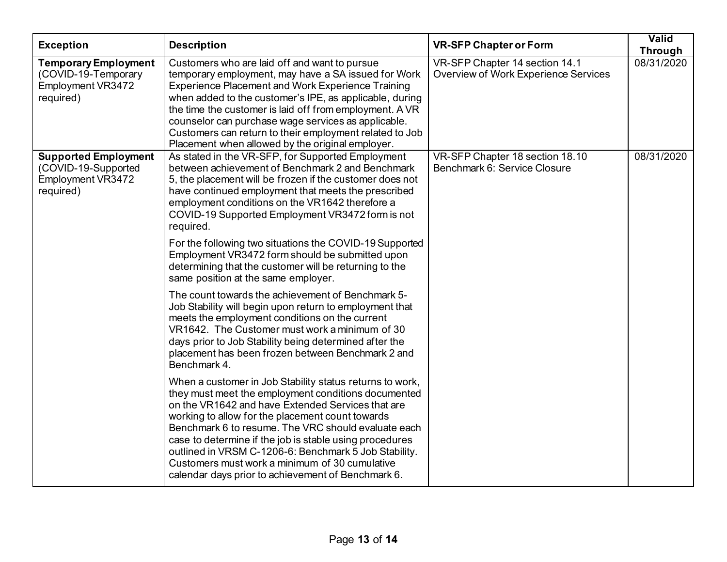| Exception | Description | VR-SFP Chapter or Form | Valid Through |
|---|---|---|---|
| **Temporary Employment** (COVID-19-Temporary Employment VR3472 required) | Customers who are laid off and want to pursue temporary employment, may have a SA issued for Work Experience Placement and Work Experience Training when added to the customer's IPE, as applicable, during the time the customer is laid off from employment. A VR counselor can purchase wage services as applicable. Customers can return to their employment related to Job Placement when allowed by the original employer. | VR-SFP Chapter 14 section 14.1 Overview of Work Experience Services | 08/31/2020 |
| **Supported Employment** (COVID-19-Supported Employment VR3472 required) | As stated in the VR-SFP, for Supported Employment between achievement of Benchmark 2 and Benchmark 5, the placement will be frozen if the customer does not have continued employment that meets the prescribed employment conditions on the VR1642 therefore a COVID-19 Supported Employment VR3472 form is not required.<br><br>For the following two situations the COVID-19 Supported Employment VR3472 form should be submitted upon determining that the customer will be returning to the same position at the same employer.<br><br>The count towards the achievement of Benchmark 5-Job Stability will begin upon return to employment that meets the employment conditions on the current VR1642. The Customer must work a minimum of 30 days prior to Job Stability being determined after the placement has been frozen between Benchmark 2 and Benchmark 4.<br><br>When a customer in Job Stability status returns to work, they must meet the employment conditions documented on the VR1642 and have Extended Services that are working to allow for the placement count towards Benchmark 6 to resume. The VRC should evaluate each case to determine if the job is stable using procedures outlined in VRSM C-1206-6: Benchmark 5 Job Stability. Customers must work a minimum of 30 cumulative calendar days prior to achievement of Benchmark 6. | VR-SFP Chapter 18 section 18.10 Benchmark 6: Service Closure | 08/31/2020 |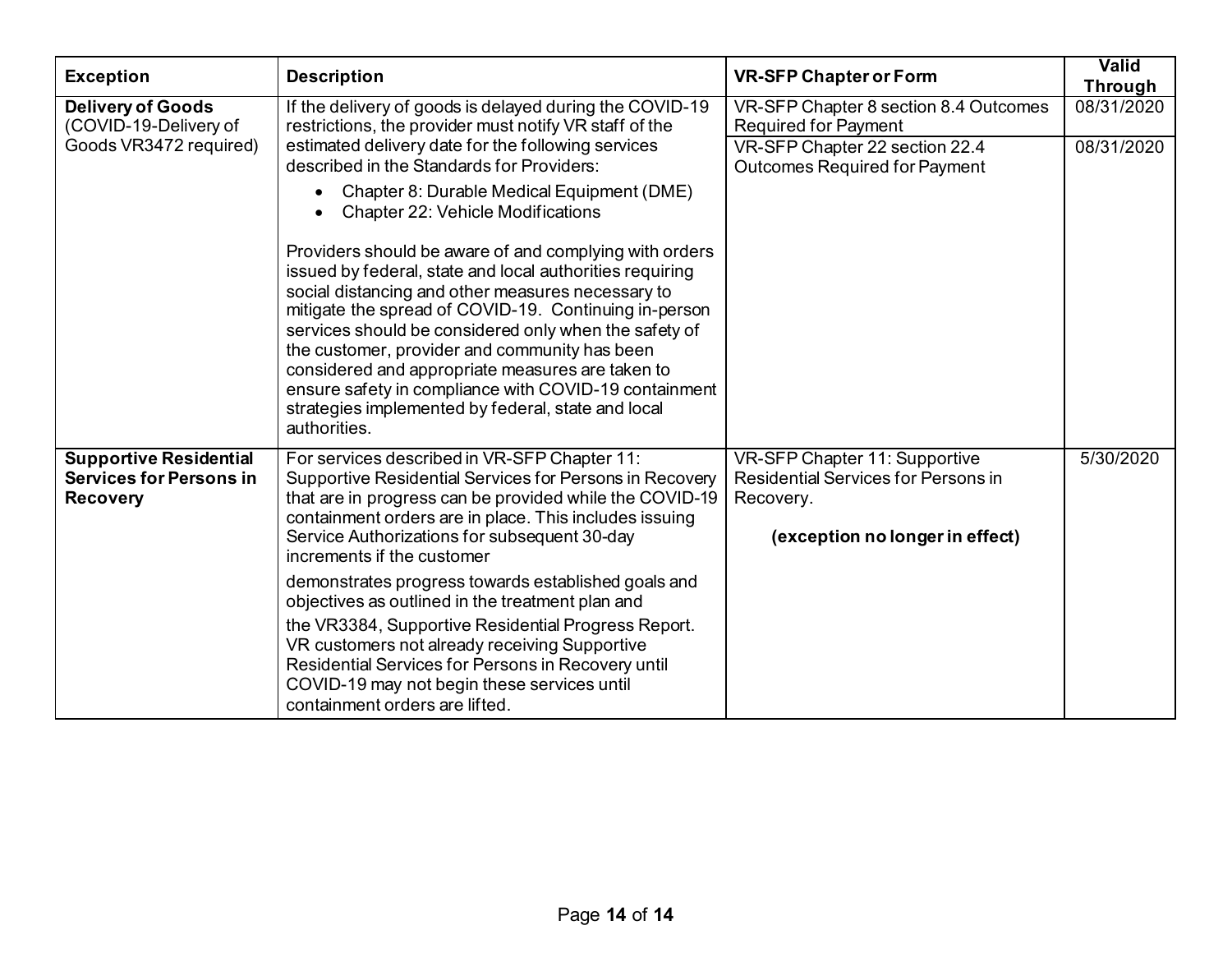| Exception | Description | VR-SFP Chapter or Form | Valid Through |
| --- | --- | --- | --- |
| **Delivery of Goods** (COVID-19-Delivery of Goods VR3472 required) | If the delivery of goods is delayed during the COVID-19 restrictions, the provider must notify VR staff of the estimated delivery date for the following services described in the Standards for Providers:<br>• Chapter 8: Durable Medical Equipment (DME)<br>• Chapter 22: Vehicle Modifications<br><br>Providers should be aware of and complying with orders issued by federal, state and local authorities requiring social distancing and other measures necessary to mitigate the spread of COVID-19. Continuing in-person services should be considered only when the safety of the customer, provider and community has been considered and appropriate measures are taken to ensure safety in compliance with COVID-19 containment strategies implemented by federal, state and local authorities. | VR-SFP Chapter 8 section 8.4 Outcomes Required for Payment | 08/31/2020 |
| | | VR-SFP Chapter 22 section 22.4 Outcomes Required for Payment | 08/31/2020 |
| **Supportive Residential Services for Persons in Recovery** | For services described in VR-SFP Chapter 11: Supportive Residential Services for Persons in Recovery that are in progress can be provided while the COVID-19 containment orders are in place. This includes issuing Service Authorizations for subsequent 30-day increments if the customer<br><br>demonstrates progress towards established goals and objectives as outlined in the treatment plan and<br><br>the VR3384, Supportive Residential Progress Report. VR customers not already receiving Supportive Residential Services for Persons in Recovery until COVID-19 may not begin these services until containment orders are lifted. | VR-SFP Chapter 11: Supportive Residential Services for Persons in Recovery.<br><br>**(exception no longer in effect)** | 5/30/2020 |